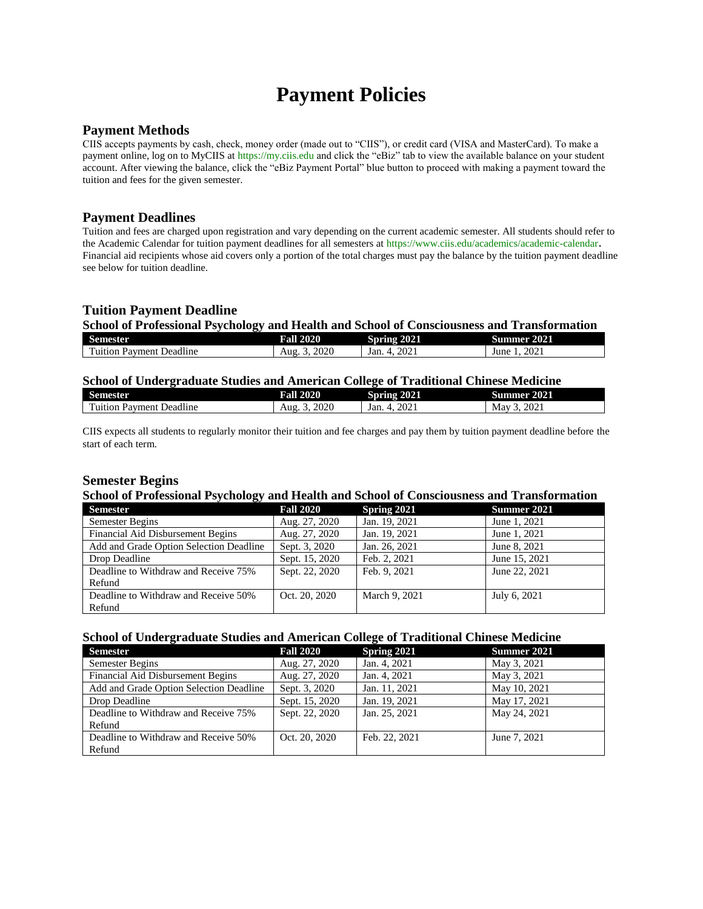# Payment Policies

## Payment Methods

CIIS accepts payments by cash, check, money order (made out to "CIIS"), or credit card (VISA and MasterCard). To make a payment online, log on to MyCIIS at https://my.ciis.edu and click the "eBiz" tab to view the available balance on your student account. After viewing the balance, click the "eBiz Payment Portal" blue button to proceed with making a payment toward the tuition and fees for the given semester.

## Payment Deadlines

Tuition and fees are charged upon registration and vary depending on the current academic semester. All students should refer to the Academic Calendar for tuition payment deadlines for all semesters at https://www.ciis.edu/academics/academic-calendar. Financial aid recipients whose aid covers only a portion of the total charges must pay the balance by the tuition payment deadline see below for tuition deadline.

## Tuition Payment Deadline

### School of Professional Psychology and Health and School of Consciousness and Transformation

| Semester | Fall 2020 | Spring 2021 | Summer 2021 |
|---|---|---|---|
| Tuition Payment Deadline | Aug. 3, 2020 | Jan. 4, 2021 | June 1, 2021 |

### School of Undergraduate Studies and American College of Traditional Chinese Medicine

| Semester | Fall 2020 | Spring 2021 | Summer 2021 |
|---|---|---|---|
| Tuition Payment Deadline | Aug. 3, 2020 | Jan. 4, 2021 | May 3, 2021 |

CIIS expects all students to regularly monitor their tuition and fee charges and pay them by tuition payment deadline before the start of each term.

## Semester Begins

### School of Professional Psychology and Health and School of Consciousness and Transformation

| Semester | Fall 2020 | Spring 2021 | Summer 2021 |
|---|---|---|---|
| Semester Begins | Aug. 27, 2020 | Jan. 19, 2021 | June 1, 2021 |
| Financial Aid Disbursement Begins | Aug. 27, 2020 | Jan. 19, 2021 | June 1, 2021 |
| Add and Grade Option Selection Deadline | Sept. 3, 2020 | Jan. 26, 2021 | June 8, 2021 |
| Drop Deadline | Sept. 15, 2020 | Feb. 2, 2021 | June 15, 2021 |
| Deadline to Withdraw and Receive 75% Refund | Sept. 22, 2020 | Feb. 9, 2021 | June 22, 2021 |
| Deadline to Withdraw and Receive 50% Refund | Oct. 20, 2020 | March 9, 2021 | July 6, 2021 |

### School of Undergraduate Studies and American College of Traditional Chinese Medicine

| Semester | Fall 2020 | Spring 2021 | Summer 2021 |
|---|---|---|---|
| Semester Begins | Aug. 27, 2020 | Jan. 4, 2021 | May 3, 2021 |
| Financial Aid Disbursement Begins | Aug. 27, 2020 | Jan. 4, 2021 | May 3, 2021 |
| Add and Grade Option Selection Deadline | Sept. 3, 2020 | Jan. 11, 2021 | May 10, 2021 |
| Drop Deadline | Sept. 15, 2020 | Jan. 19, 2021 | May 17, 2021 |
| Deadline to Withdraw and Receive 75% Refund | Sept. 22, 2020 | Jan. 25, 2021 | May 24, 2021 |
| Deadline to Withdraw and Receive 50% Refund | Oct. 20, 2020 | Feb. 22, 2021 | June 7, 2021 |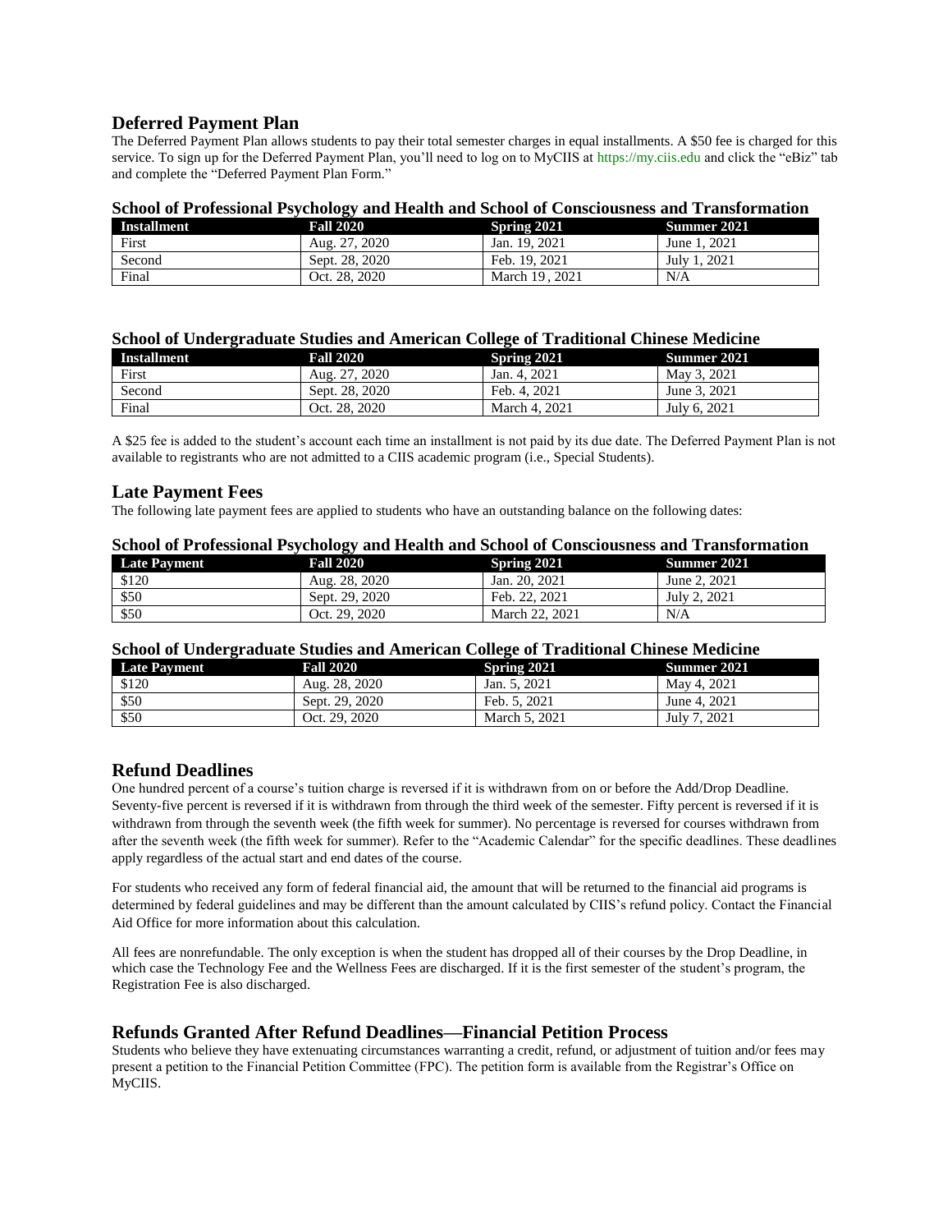## Deferred Payment Plan

The Deferred Payment Plan allows students to pay their total semester charges in equal installments. A $50 fee is charged for this service. To sign up for the Deferred Payment Plan, you'll need to log on to MyCIIS at https://my.ciis.edu and click the "eBiz" tab and complete the "Deferred Payment Plan Form."

### School of Professional Psychology and Health and School of Consciousness and Transformation

| Installment | Fall 2020 | Spring 2021 | Summer 2021 |
|---|---|---|---|
| First | Aug. 27, 2020 | Jan. 19, 2021 | June 1, 2021 |
| Second | Sept. 28, 2020 | Feb. 19, 2021 | July 1, 2021 |
| Final | Oct. 28, 2020 | March 19 , 2021 | N/A |

### School of Undergraduate Studies and American College of Traditional Chinese Medicine

| Installment | Fall 2020 | Spring 2021 | Summer 2021 |
|---|---|---|---|
| First | Aug. 27, 2020 | Jan. 4, 2021 | May 3, 2021 |
| Second | Sept. 28, 2020 | Feb. 4, 2021 | June 3, 2021 |
| Final | Oct. 28, 2020 | March 4, 2021 | July 6, 2021 |

A $25 fee is added to the student's account each time an installment is not paid by its due date. The Deferred Payment Plan is not available to registrants who are not admitted to a CIIS academic program (i.e., Special Students).

## Late Payment Fees

The following late payment fees are applied to students who have an outstanding balance on the following dates:

### School of Professional Psychology and Health and School of Consciousness and Transformation

| Late Payment | Fall 2020 | Spring 2021 | Summer 2021 |
|---|---|---|---|
| $120 | Aug. 28, 2020 | Jan. 20, 2021 | June 2, 2021 |
| $50 | Sept. 29, 2020 | Feb. 22, 2021 | July 2, 2021 |
| $50 | Oct. 29, 2020 | March 22, 2021 | N/A |

### School of Undergraduate Studies and American College of Traditional Chinese Medicine

| Late Payment | Fall 2020 | Spring 2021 | Summer 2021 |
|---|---|---|---|
| $120 | Aug. 28, 2020 | Jan. 5, 2021 | May 4, 2021 |
| $50 | Sept. 29, 2020 | Feb. 5, 2021 | June 4, 2021 |
| $50 | Oct. 29, 2020 | March 5, 2021 | July 7, 2021 |

## Refund Deadlines

One hundred percent of a course's tuition charge is reversed if it is withdrawn from on or before the Add/Drop Deadline. Seventy-five percent is reversed if it is withdrawn from through the third week of the semester. Fifty percent is reversed if it is withdrawn from through the seventh week (the fifth week for summer). No percentage is reversed for courses withdrawn from after the seventh week (the fifth week for summer). Refer to the "Academic Calendar" for the specific deadlines. These deadlines apply regardless of the actual start and end dates of the course.

For students who received any form of federal financial aid, the amount that will be returned to the financial aid programs is determined by federal guidelines and may be different than the amount calculated by CIIS's refund policy. Contact the Financial Aid Office for more information about this calculation.

All fees are nonrefundable. The only exception is when the student has dropped all of their courses by the Drop Deadline, in which case the Technology Fee and the Wellness Fees are discharged. If it is the first semester of the student's program, the Registration Fee is also discharged.

## Refunds Granted After Refund Deadlines—Financial Petition Process

Students who believe they have extenuating circumstances warranting a credit, refund, or adjustment of tuition and/or fees may present a petition to the Financial Petition Committee (FPC). The petition form is available from the Registrar's Office on MyCIIS.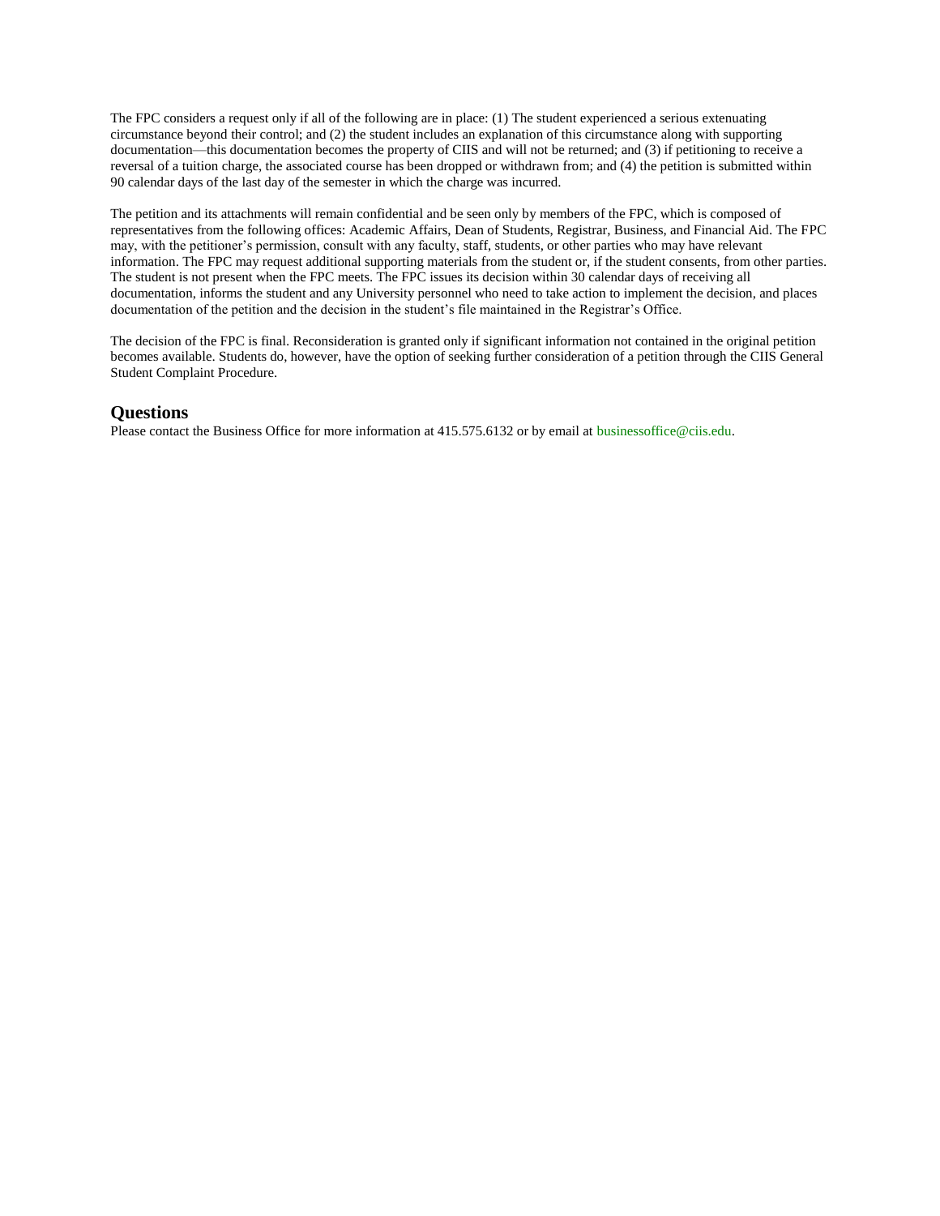The FPC considers a request only if all of the following are in place: (1) The student experienced a serious extenuating circumstance beyond their control; and (2) the student includes an explanation of this circumstance along with supporting documentation—this documentation becomes the property of CIIS and will not be returned; and (3) if petitioning to receive a reversal of a tuition charge, the associated course has been dropped or withdrawn from; and (4) the petition is submitted within 90 calendar days of the last day of the semester in which the charge was incurred.

The petition and its attachments will remain confidential and be seen only by members of the FPC, which is composed of representatives from the following offices: Academic Affairs, Dean of Students, Registrar, Business, and Financial Aid. The FPC may, with the petitioner's permission, consult with any faculty, staff, students, or other parties who may have relevant information. The FPC may request additional supporting materials from the student or, if the student consents, from other parties. The student is not present when the FPC meets. The FPC issues its decision within 30 calendar days of receiving all documentation, informs the student and any University personnel who need to take action to implement the decision, and places documentation of the petition and the decision in the student's file maintained in the Registrar's Office.

The decision of the FPC is final. Reconsideration is granted only if significant information not contained in the original petition becomes available. Students do, however, have the option of seeking further consideration of a petition through the CIIS General Student Complaint Procedure.

## Questions

Please contact the Business Office for more information at 415.575.6132 or by email at businessoffice@ciis.edu.